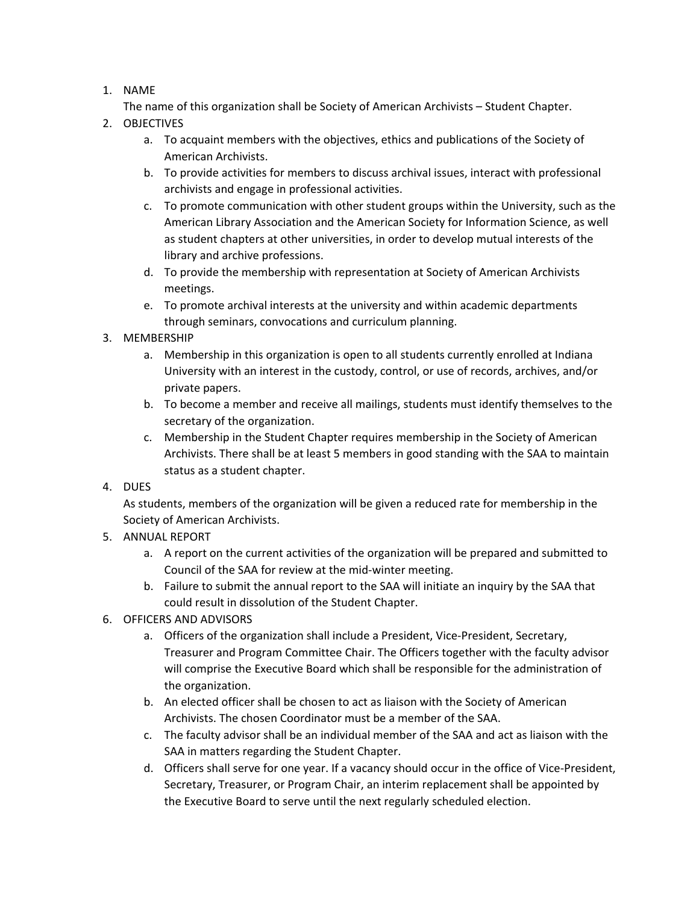1. NAME

   The name of this organization shall be Society of American Archivists – Student Chapter.

2. OBJECTIVES
   a. To acquaint members with the objectives, ethics and publications of the Society of American Archivists.
   b. To provide activities for members to discuss archival issues, interact with professional archivists and engage in professional activities.
   c. To promote communication with other student groups within the University, such as the American Library Association and the American Society for Information Science, as well as student chapters at other universities, in order to develop mutual interests of the library and archive professions.
   d. To provide the membership with representation at Society of American Archivists meetings.
   e. To promote archival interests at the university and within academic departments through seminars, convocations and curriculum planning.

3. MEMBERSHIP
   a. Membership in this organization is open to all students currently enrolled at Indiana University with an interest in the custody, control, or use of records, archives, and/or private papers.
   b. To become a member and receive all mailings, students must identify themselves to the secretary of the organization.
   c. Membership in the Student Chapter requires membership in the Society of American Archivists. There shall be at least 5 members in good standing with the SAA to maintain status as a student chapter.

4. DUES

   As students, members of the organization will be given a reduced rate for membership in the Society of American Archivists.

5. ANNUAL REPORT
   a. A report on the current activities of the organization will be prepared and submitted to Council of the SAA for review at the mid-winter meeting.
   b. Failure to submit the annual report to the SAA will initiate an inquiry by the SAA that could result in dissolution of the Student Chapter.

6. OFFICERS AND ADVISORS
   a. Officers of the organization shall include a President, Vice-President, Secretary, Treasurer and Program Committee Chair. The Officers together with the faculty advisor will comprise the Executive Board which shall be responsible for the administration of the organization.
   b. An elected officer shall be chosen to act as liaison with the Society of American Archivists. The chosen Coordinator must be a member of the SAA.
   c. The faculty advisor shall be an individual member of the SAA and act as liaison with the SAA in matters regarding the Student Chapter.
   d. Officers shall serve for one year. If a vacancy should occur in the office of Vice-President, Secretary, Treasurer, or Program Chair, an interim replacement shall be appointed by the Executive Board to serve until the next regularly scheduled election.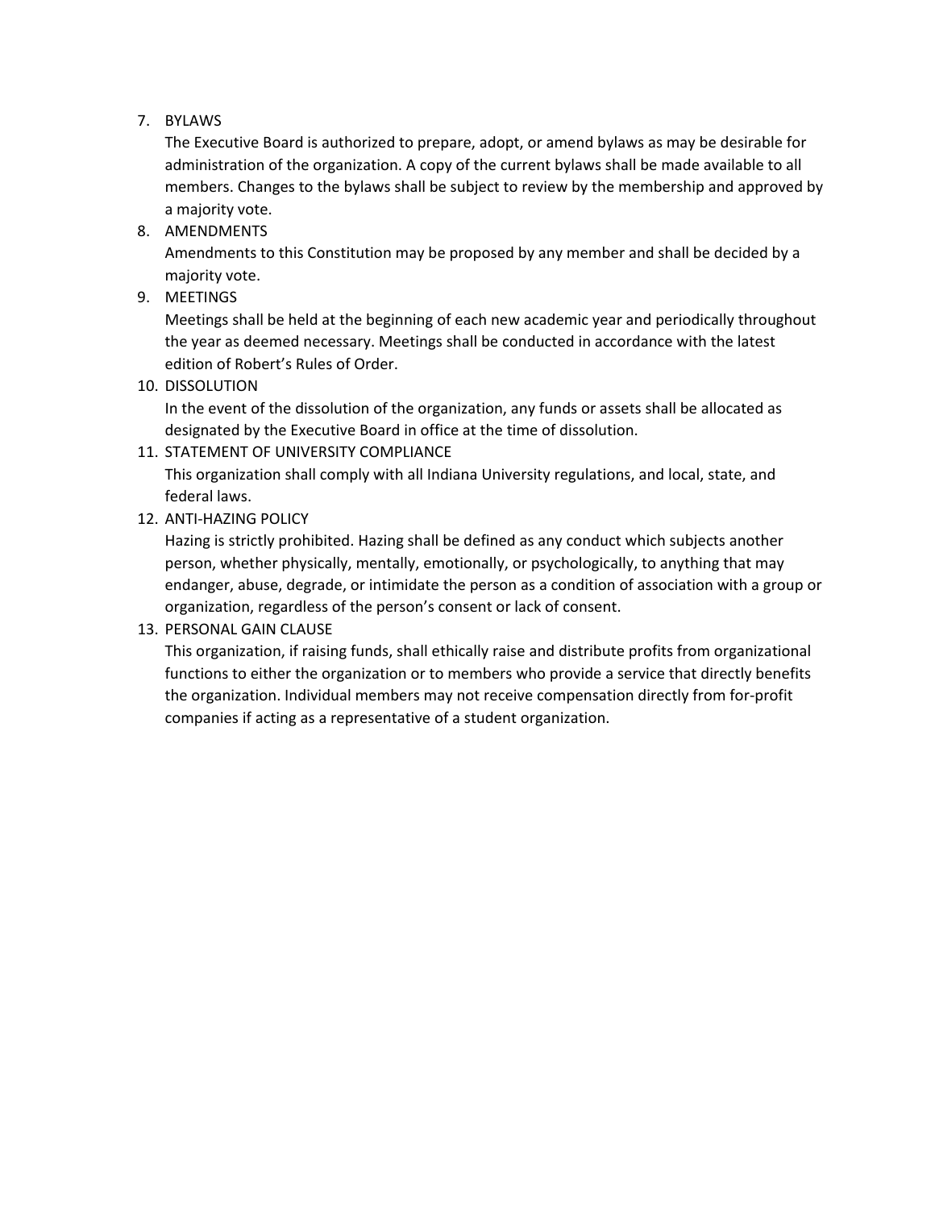7. BYLAWS
   The Executive Board is authorized to prepare, adopt, or amend bylaws as may be desirable for administration of the organization. A copy of the current bylaws shall be made available to all members. Changes to the bylaws shall be subject to review by the membership and approved by a majority vote.
8. AMENDMENTS
   Amendments to this Constitution may be proposed by any member and shall be decided by a majority vote.
9. MEETINGS
   Meetings shall be held at the beginning of each new academic year and periodically throughout the year as deemed necessary. Meetings shall be conducted in accordance with the latest edition of Robert's Rules of Order.
10. DISSOLUTION
    In the event of the dissolution of the organization, any funds or assets shall be allocated as designated by the Executive Board in office at the time of dissolution.
11. STATEMENT OF UNIVERSITY COMPLIANCE
    This organization shall comply with all Indiana University regulations, and local, state, and federal laws.
12. ANTI-HAZING POLICY
    Hazing is strictly prohibited. Hazing shall be defined as any conduct which subjects another person, whether physically, mentally, emotionally, or psychologically, to anything that may endanger, abuse, degrade, or intimidate the person as a condition of association with a group or organization, regardless of the person's consent or lack of consent.
13. PERSONAL GAIN CLAUSE
    This organization, if raising funds, shall ethically raise and distribute profits from organizational functions to either the organization or to members who provide a service that directly benefits the organization. Individual members may not receive compensation directly from for-profit companies if acting as a representative of a student organization.